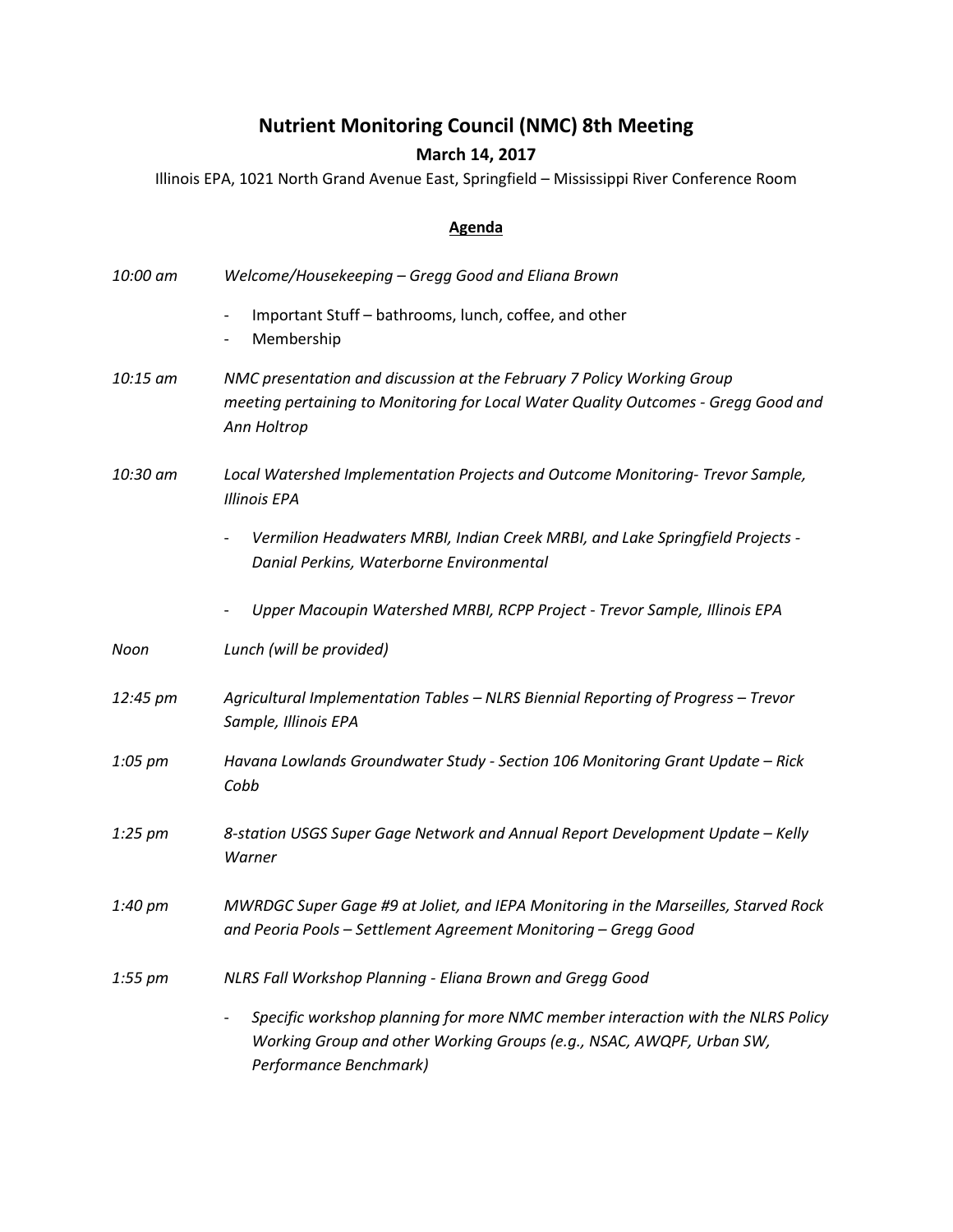# Nutrient Monitoring Council (NMC) 8th Meeting

**March 14, 2017**

Illinois EPA, 1021 North Grand Avenue East, Springfield – Mississippi River Conference Room

## Agenda

*10:00 am* — *Welcome/Housekeeping – Gregg Good and Eliana Brown*

- Important Stuff – bathrooms, lunch, coffee, and other
- Membership

*10:15 am* — *NMC presentation and discussion at the February 7 Policy Working Group meeting pertaining to Monitoring for Local Water Quality Outcomes - Gregg Good and Ann Holtrop*

*10:30 am* — *Local Watershed Implementation Projects and Outcome Monitoring- Trevor Sample, Illinois EPA*

- *Vermilion Headwaters MRBI, Indian Creek MRBI, and Lake Springfield Projects - Danial Perkins, Waterborne Environmental*
- *Upper Macoupin Watershed MRBI, RCPP Project - Trevor Sample, Illinois EPA*

*Noon* — *Lunch (will be provided)*

*12:45 pm* — *Agricultural Implementation Tables – NLRS Biennial Reporting of Progress – Trevor Sample, Illinois EPA*

*1:05 pm* — *Havana Lowlands Groundwater Study - Section 106 Monitoring Grant Update – Rick Cobb*

*1:25 pm* — *8-station USGS Super Gage Network and Annual Report Development Update – Kelly Warner*

*1:40 pm* — *MWRDGC Super Gage #9 at Joliet, and IEPA Monitoring in the Marseilles, Starved Rock and Peoria Pools – Settlement Agreement Monitoring – Gregg Good*

*1:55 pm* — *NLRS Fall Workshop Planning - Eliana Brown and Gregg Good*

- *Specific workshop planning for more NMC member interaction with the NLRS Policy Working Group and other Working Groups (e.g., NSAC, AWQPF, Urban SW, Performance Benchmark)*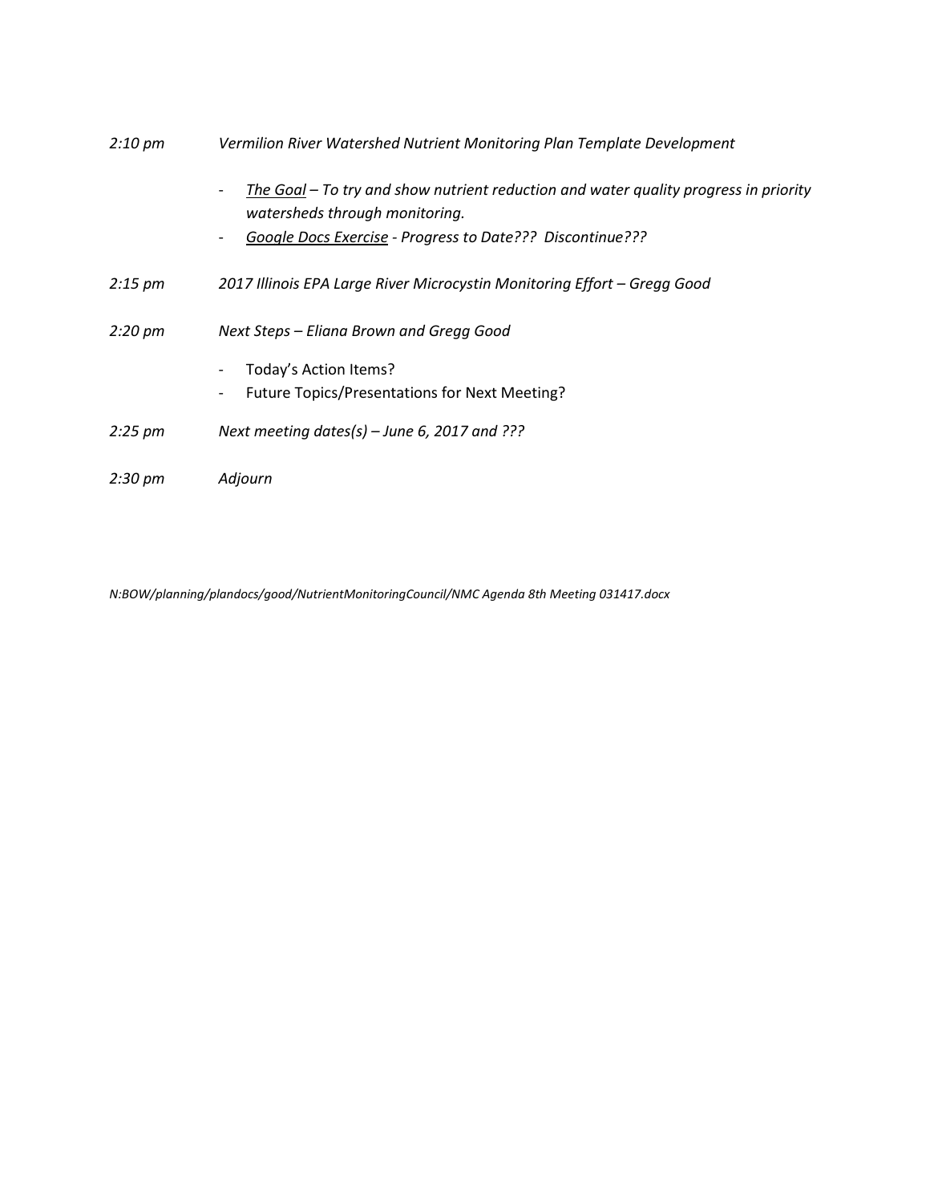*2:10 pm* *Vermilion River Watershed Nutrient Monitoring Plan Template Development*

- *The Goal – To try and show nutrient reduction and water quality progress in priority watersheds through monitoring.*
- *Google Docs Exercise - Progress to Date??? Discontinue???*

*2:15 pm* *2017 Illinois EPA Large River Microcystin Monitoring Effort – Gregg Good*

*2:20 pm* *Next Steps – Eliana Brown and Gregg Good*

- Today's Action Items?
- Future Topics/Presentations for Next Meeting?

*2:25 pm* *Next meeting dates(s) – June 6, 2017 and ???*

*2:30 pm* *Adjourn*

*N:BOW/planning/plandocs/good/NutrientMonitoringCouncil/NMC Agenda 8th Meeting 031417.docx*